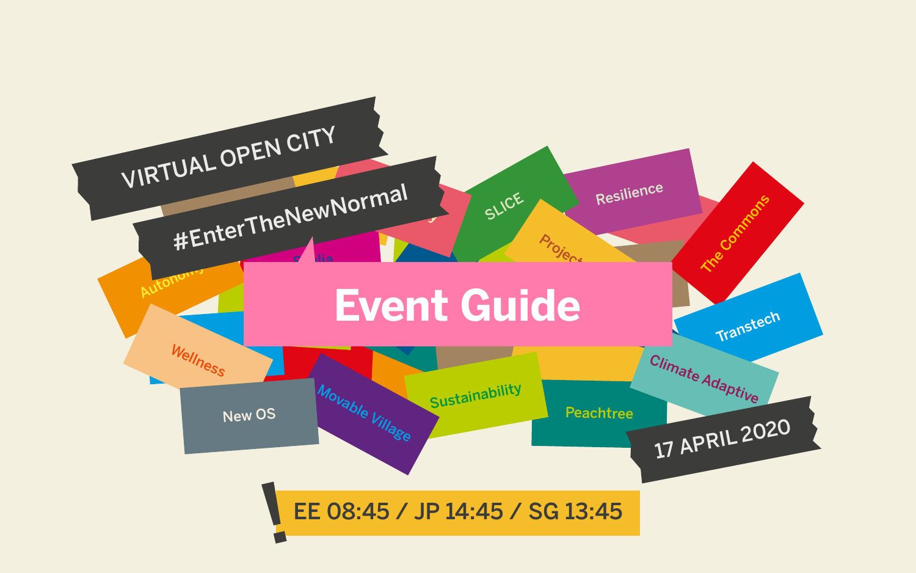VIRTUAL OPEN CITY

#EnterTheNewNormal

# Event Guide

17 APRIL 2020

EE 08:45 / JP 14:45 / SG 13:45

SLICE · Resilience · The Commons · Project · Autonomy · Wellness · Transtech · Climate Adaptive · New OS · Movable Village · Sustainability · Peachtree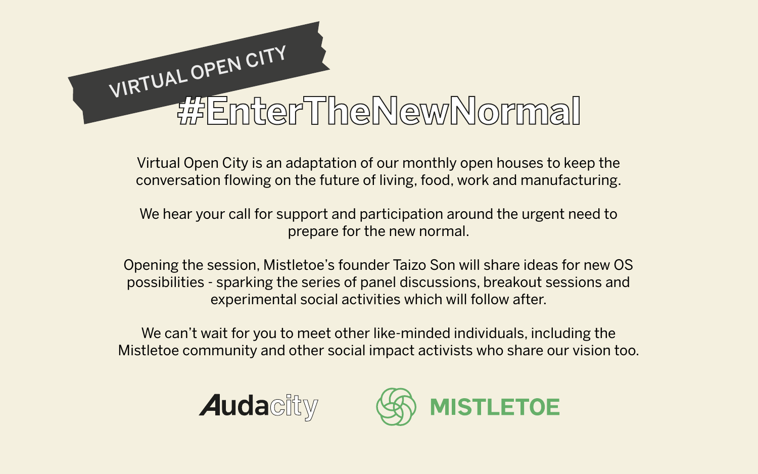VIRTUAL OPEN CITY

# #EnterTheNewNormal

Virtual Open City is an adaptation of our monthly open houses to keep the conversation flowing on the future of living, food, work and manufacturing.

We hear your call for support and participation around the urgent need to prepare for the new normal.

Opening the session, Mistletoe's founder Taizo Son will share ideas for new OS possibilities - sparking the series of panel discussions, breakout sessions and experimental social activities which will follow after.

We can't wait for you to meet other like-minded individuals, including the Mistletoe community and other social impact activists who share our vision too.

Audacity MISTLETOE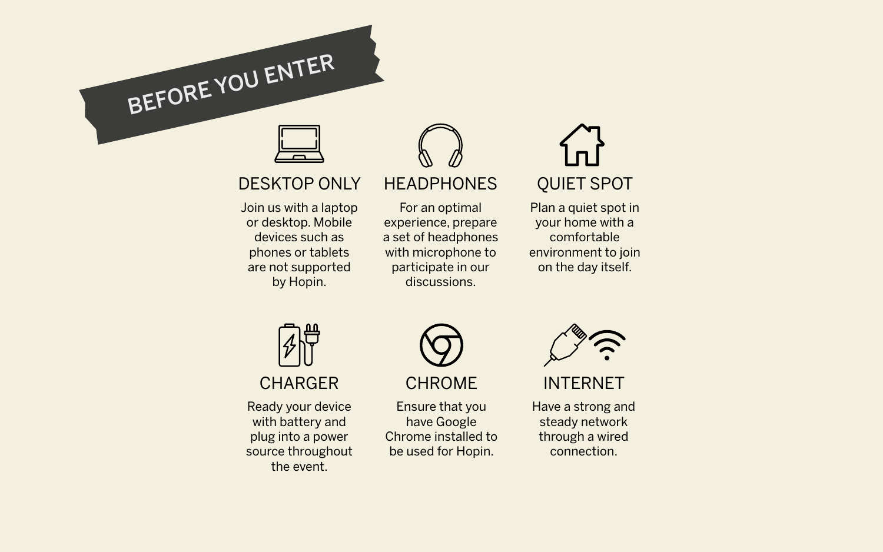# BEFORE YOU ENTER

### DESKTOP ONLY

Join us with a laptop or desktop. Mobile devices such as phones or tablets are not supported by Hopin.

### HEADPHONES

For an optimal experience, prepare a set of headphones with microphone to participate in our discussions.

### QUIET SPOT

Plan a quiet spot in your home with a comfortable environment to join on the day itself.

### CHARGER

Ready your device with battery and plug into a power source throughout the event.

### CHROME

Ensure that you have Google Chrome installed to be used for Hopin.

### INTERNET

Have a strong and steady network through a wired connection.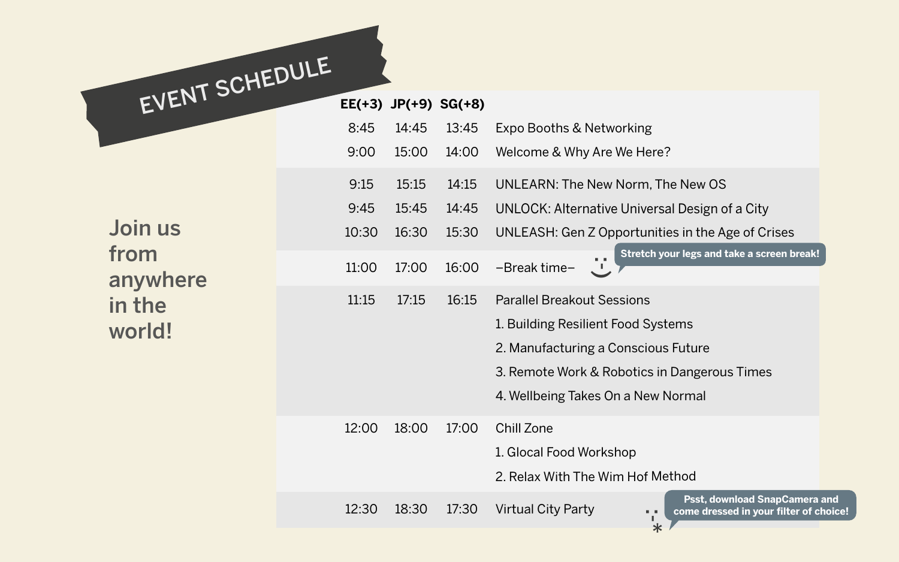# EVENT SCHEDULE

**Join us from anywhere in the world!**

| EE(+3) | JP(+9) | SG(+8) | |
|---|---|---|---|
| 8:45 | 14:45 | 13:45 | Expo Booths & Networking |
| 9:00 | 15:00 | 14:00 | Welcome & Why Are We Here? |
| 9:15 | 15:15 | 14:15 | UNLEARN: The New Norm, The New OS |
| 9:45 | 15:45 | 14:45 | UNLOCK: Alternative Universal Design of a City |
| 10:30 | 16:30 | 15:30 | UNLEASH: Gen Z Opportunities in the Age of Crises |
| 11:00 | 17:00 | 16:00 | –Break time– |
| 11:15 | 17:15 | 16:15 | Parallel Breakout Sessions |
| | | | 1. Building Resilient Food Systems |
| | | | 2. Manufacturing a Conscious Future |
| | | | 3. Remote Work & Robotics in Dangerous Times |
| | | | 4. Wellbeing Takes On a New Normal |
| 12:00 | 18:00 | 17:00 | Chill Zone |
| | | | 1. Glocal Food Workshop |
| | | | 2. Relax With The Wim Hof Method |
| 12:30 | 18:30 | 17:30 | Virtual City Party |

Stretch your legs and take a screen break!

Psst, download SnapCamera and come dressed in your filter of choice!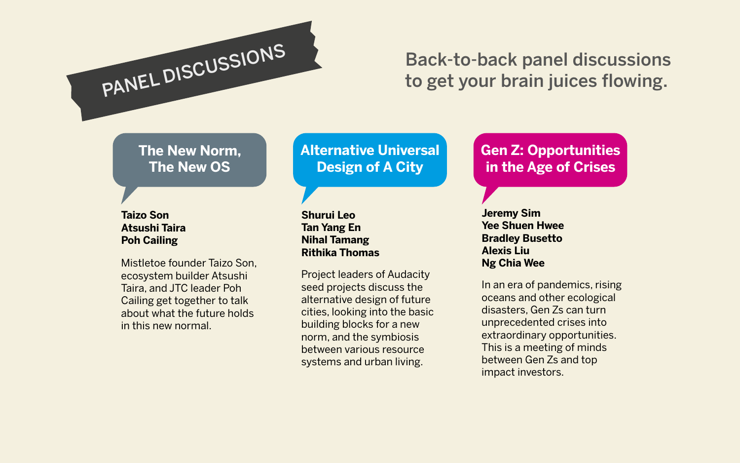# PANEL DISCUSSIONS

Back-to-back panel discussions to get your brain juices flowing.

## The New Norm, The New OS

**Taizo Son**
**Atsushi Taira**
**Poh Cailing**

Mistletoe founder Taizo Son, ecosystem builder Atsushi Taira, and JTC leader Poh Cailing get together to talk about what the future holds in this new normal.

## Alternative Universal Design of A City

**Shurui Leo**
**Tan Yang En**
**Nihal Tamang**
**Rithika Thomas**

Project leaders of Audacity seed projects discuss the alternative design of future cities, looking into the basic building blocks for a new norm, and the symbiosis between various resource systems and urban living.

## Gen Z: Opportunities in the Age of Crises

**Jeremy Sim**
**Yee Shuen Hwee**
**Bradley Busetto**
**Alexis Liu**
**Ng Chia Wee**

In an era of pandemics, rising oceans and other ecological disasters, Gen Zs can turn unprecedented crises into extraordinary opportunities. This is a meeting of minds between Gen Zs and top impact investors.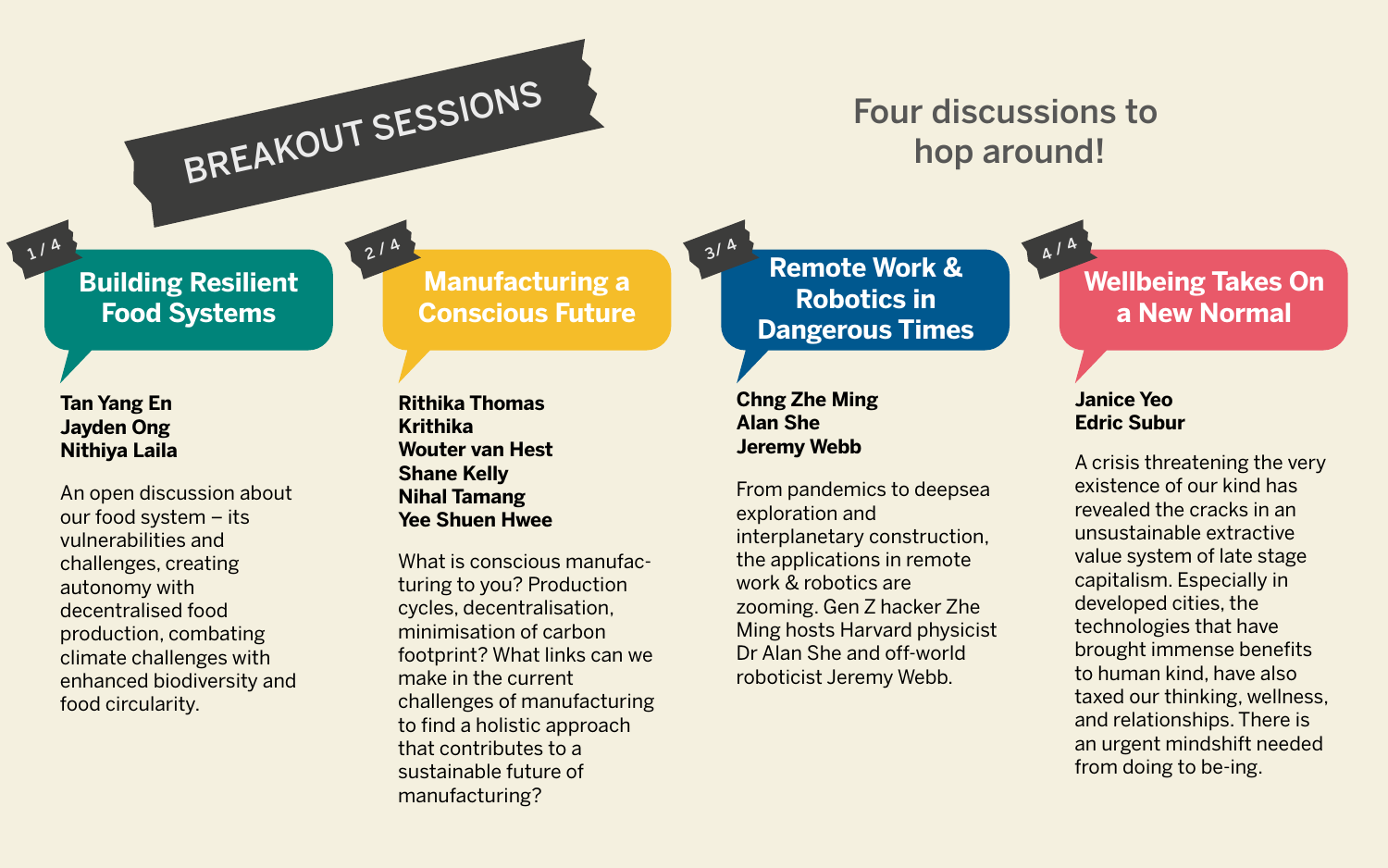# BREAKOUT SESSIONS

Four discussions to hop around!

## 1 / 4 Building Resilient Food Systems

**Tan Yang En**
**Jayden Ong**
**Nithiya Laila**

An open discussion about our food system – its vulnerabilities and challenges, creating autonomy with decentralised food production, combating climate challenges with enhanced biodiversity and food circularity.

## 2 / 4 Manufacturing a Conscious Future

**Rithika Thomas**
**Krithika**
**Wouter van Hest**
**Shane Kelly**
**Nihal Tamang**
**Yee Shuen Hwee**

What is conscious manufacturing to you? Production cycles, decentralisation, minimisation of carbon footprint? What links can we make in the current challenges of manufacturing to find a holistic approach that contributes to a sustainable future of manufacturing?

## 3 / 4 Remote Work & Robotics in Dangerous Times

**Chng Zhe Ming**
**Alan She**
**Jeremy Webb**

From pandemics to deepsea exploration and interplanetary construction, the applications in remote work & robotics are zooming. Gen Z hacker Zhe Ming hosts Harvard physicist Dr Alan She and off-world roboticist Jeremy Webb.

## 4 / 4 Wellbeing Takes On a New Normal

**Janice Yeo**
**Edric Subur**

A crisis threatening the very existence of our kind has revealed the cracks in an unsustainable extractive value system of late stage capitalism. Especially in developed cities, the technologies that have brought immense benefits to human kind, have also taxed our thinking, wellness, and relationships. There is an urgent mindshift needed from doing to be-ing.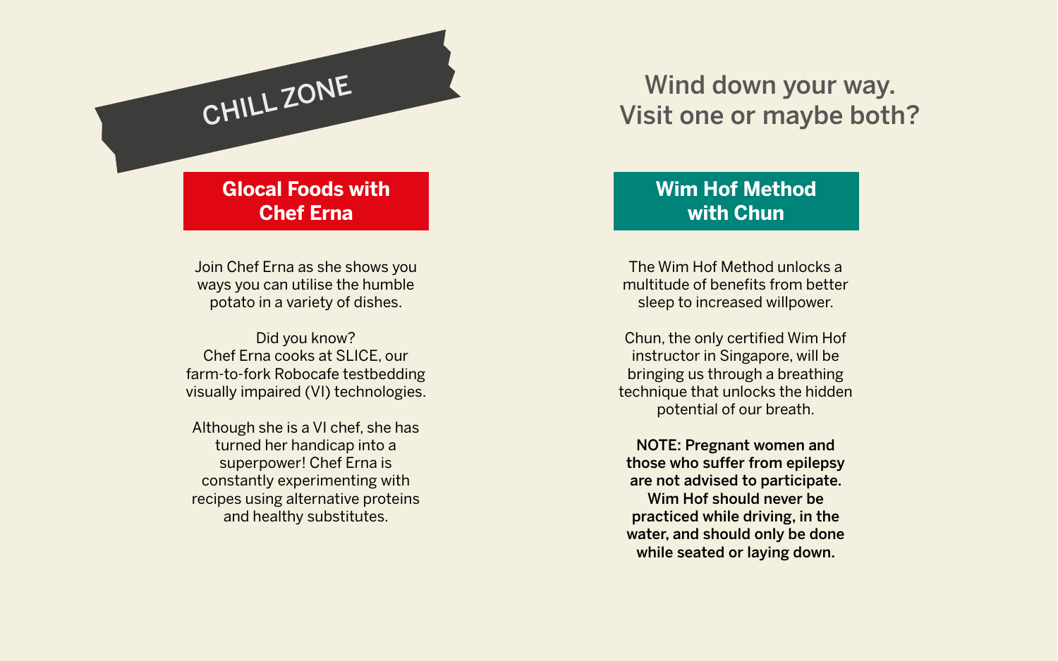# CHILL ZONE

## Wind down your way. Visit one or maybe both?

### Glocal Foods with Chef Erna

Join Chef Erna as she shows you ways you can utilise the humble potato in a variety of dishes.

Did you know?
Chef Erna cooks at SLICE, our farm-to-fork Robocafe testbedding visually impaired (VI) technologies.

Although she is a VI chef, she has turned her handicap into a superpower! Chef Erna is constantly experimenting with recipes using alternative proteins and healthy substitutes.

### Wim Hof Method with Chun

The Wim Hof Method unlocks a multitude of benefits from better sleep to increased willpower.

Chun, the only certified Wim Hof instructor in Singapore, will be bringing us through a breathing technique that unlocks the hidden potential of our breath.

**NOTE: Pregnant women and those who suffer from epilepsy are not advised to participate. Wim Hof should never be practiced while driving, in the water, and should only be done while seated or laying down.**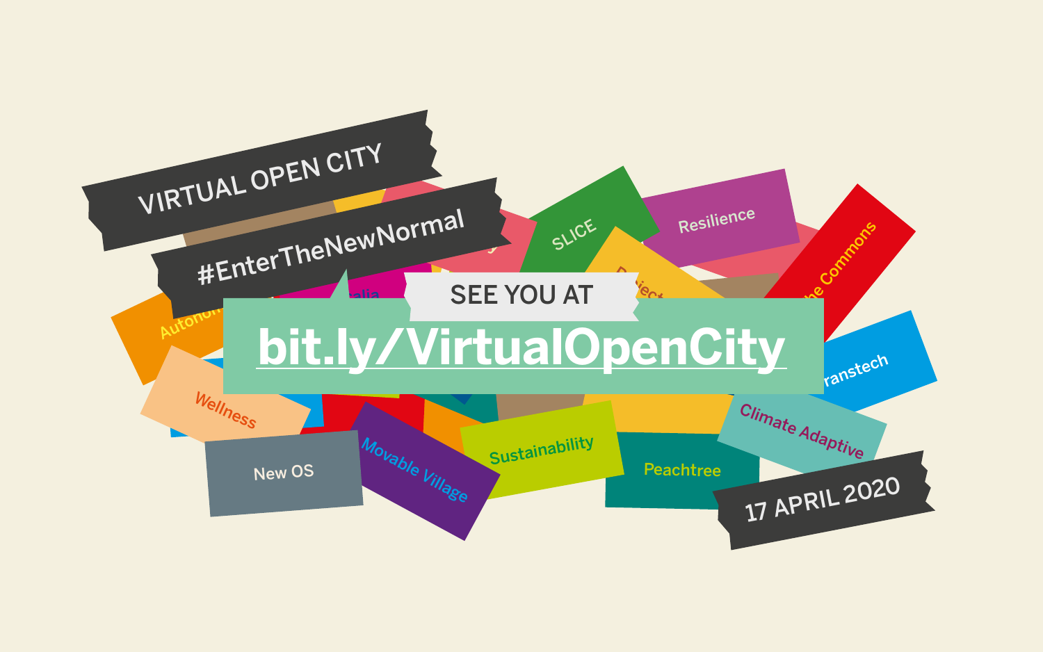VIRTUAL OPEN CITY

#EnterTheNewNormal

SEE YOU AT

**bit.ly/VirtualOpenCity**

17 APRIL 2020

SLICE

Resilience

The Commons

Transtech

Climate Adaptive

Peachtree

Sustainability

Movable Village

New OS

Wellness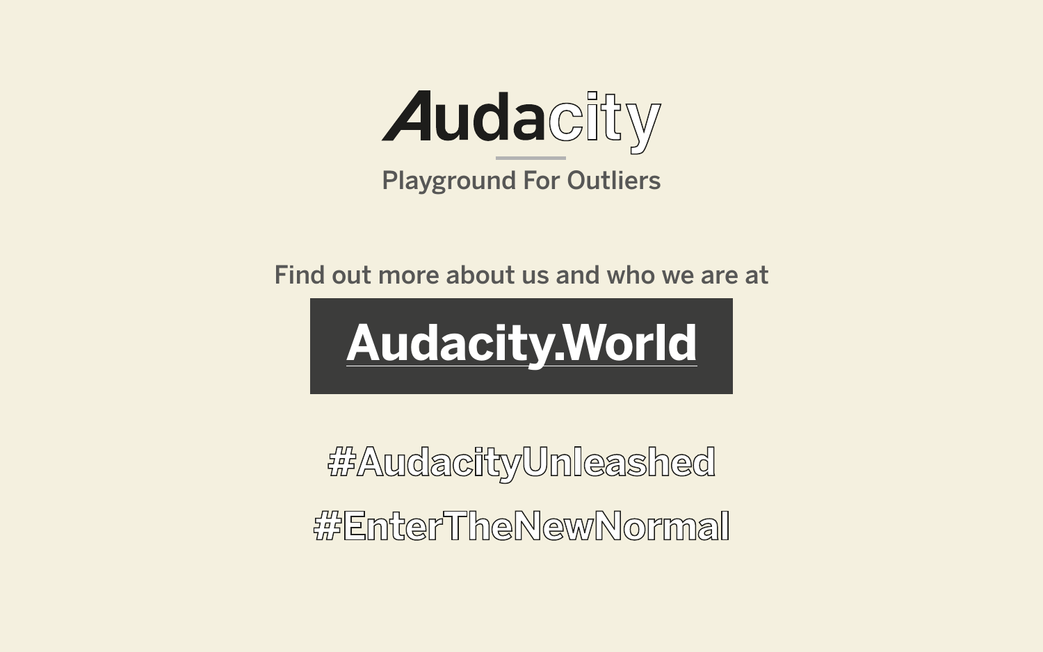# Audacity

Playground For Outliers

Find out more about us and who we are at

**Audacity.World**

#AudacityUnleashed

#EnterTheNewNormal